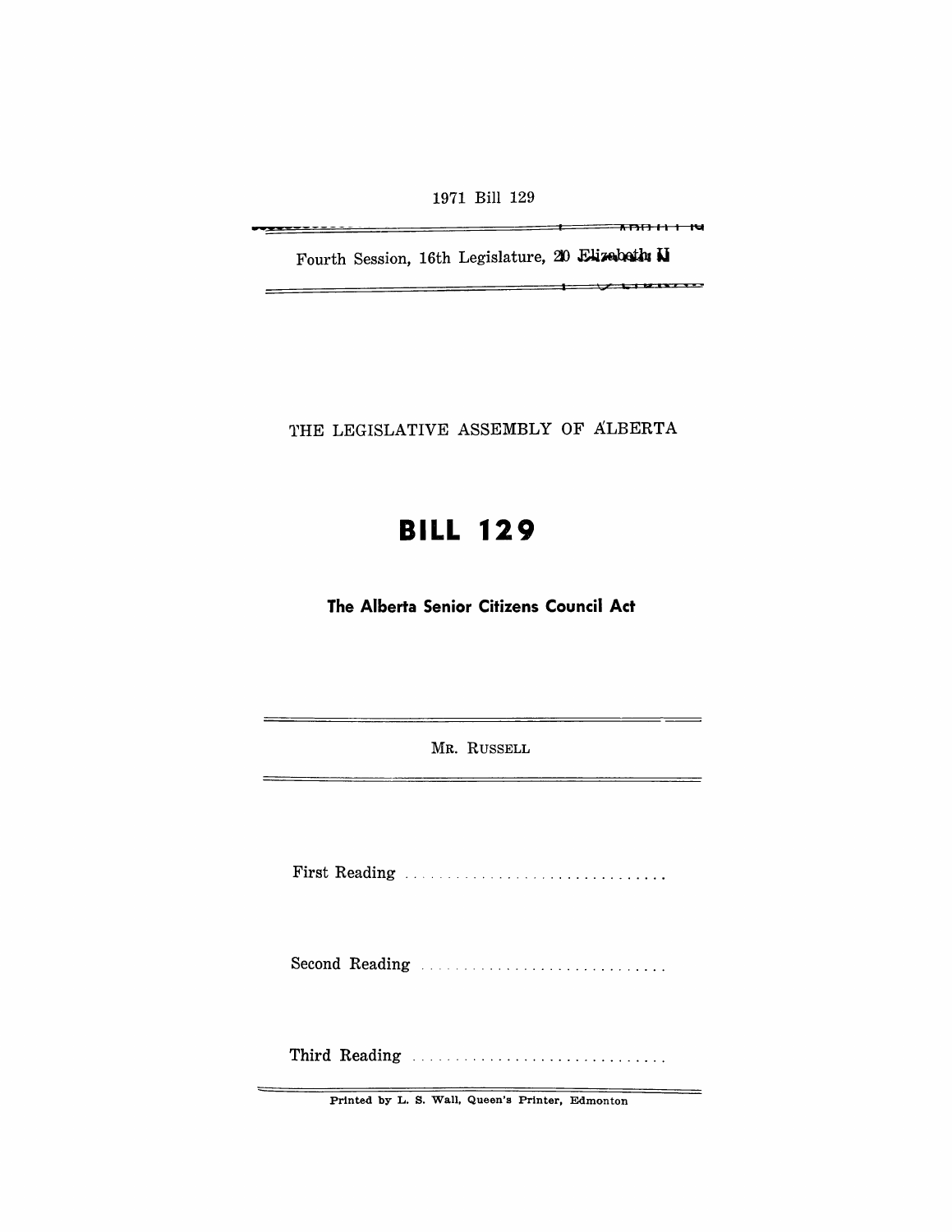1971 Bill 129

Fourth Session, 16th Legislature, 20 Elizabeth II

THE LEGISLATIVE ASSEMBLY OF ALBERTA

# BILL 129

## The Alberta Senior Citizens Council Act

MR. RUSSELL

First Reading ..............................

Second Reading ..............................

Third Reading ..............................

Printed by L. S. Wall, Queen's Printer, Edmonton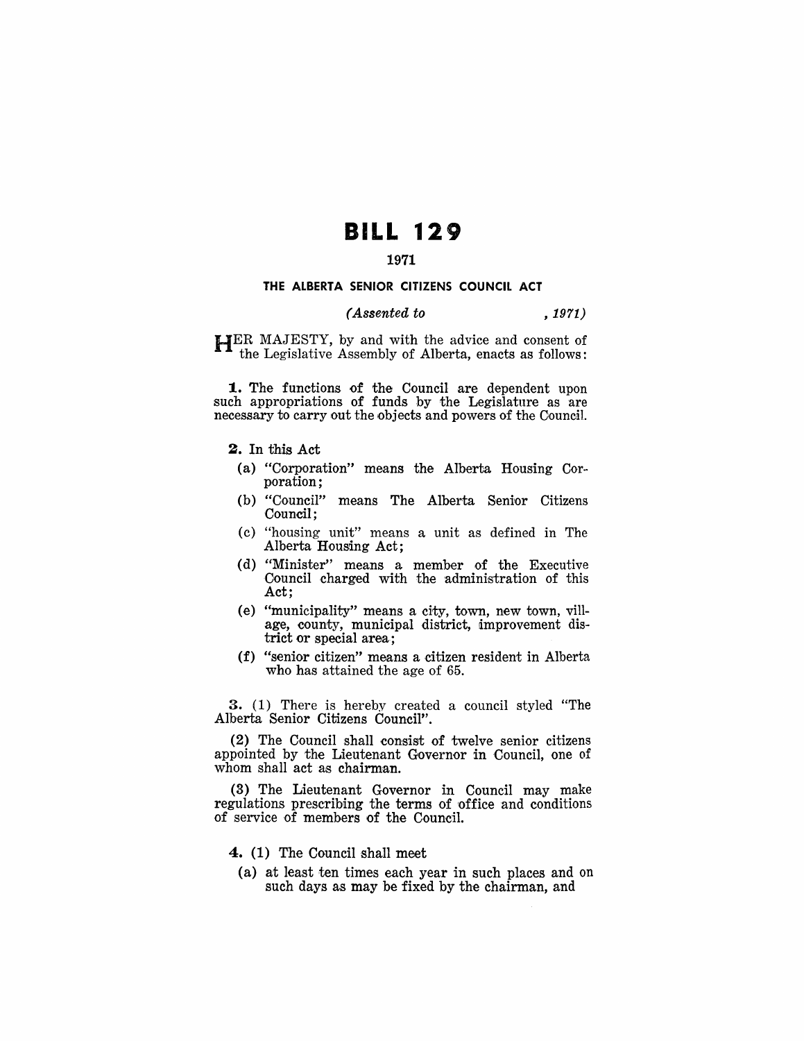# BILL 129

### 1971

### THE ALBERTA SENIOR CITIZENS COUNCIL ACT

*(Assented to , 1971)*

HER MAJESTY, by and with the advice and consent of the Legislative Assembly of Alberta, enacts as follows:

**1.** The functions of the Council are dependent upon such appropriations of funds by the Legislature as are necessary to carry out the objects and powers of the Council.

**2.** In this Act

(a) "Corporation" means the Alberta Housing Corporation;

(b) "Council" means The Alberta Senior Citizens Council;

(c) "housing unit" means a unit as defined in The Alberta Housing Act;

(d) "Minister" means a member of the Executive Council charged with the administration of this Act;

(e) "municipality" means a city, town, new town, village, county, municipal district, improvement district or special area;

(f) "senior citizen" means a citizen resident in Alberta who has attained the age of 65.

**3.** (1) There is hereby created a council styled "The Alberta Senior Citizens Council".

(2) The Council shall consist of twelve senior citizens appointed by the Lieutenant Governor in Council, one of whom shall act as chairman.

(3) The Lieutenant Governor in Council may make regulations prescribing the terms of office and conditions of service of members of the Council.

**4.** (1) The Council shall meet

(a) at least ten times each year in such places and on such days as may be fixed by the chairman, and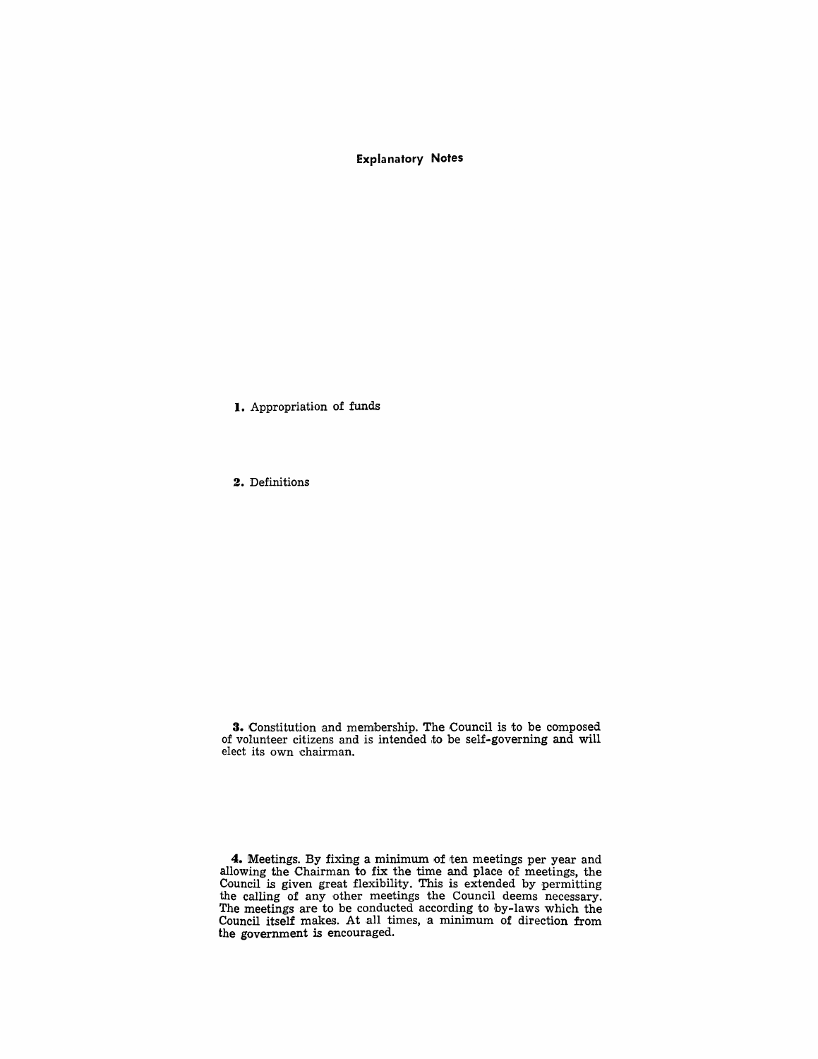## Explanatory Notes

**1.** Appropriation of funds

**2.** Definitions

**3.** Constitution and membership. The Council is to be composed of volunteer citizens and is intended to be self-governing and will elect its own chairman.

**4.** Meetings. By fixing a minimum of ten meetings per year and allowing the Chairman to fix the time and place of meetings, the Council is given great flexibility. This is extended by permitting the calling of any other meetings the Council deems necessary. The meetings are to be conducted according to by-laws which the Council itself makes. At all times, a minimum of direction from the government is encouraged.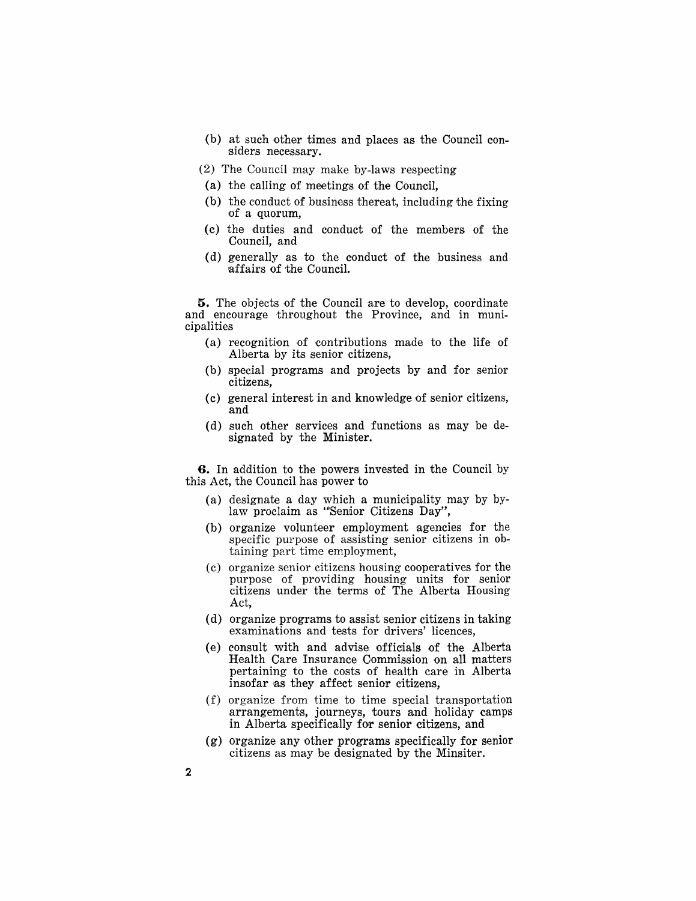(b) at such other times and places as the Council considers necessary.

(2) The Council may make by-laws respecting

(a) the calling of meetings of the Council,

(b) the conduct of business thereat, including the fixing of a quorum,

(c) the duties and conduct of the members of the Council, and

(d) generally as to the conduct of the business and affairs of the Council.

**5.** The objects of the Council are to develop, coordinate and encourage throughout the Province, and in municipalities

(a) recognition of contributions made to the life of Alberta by its senior citizens,

(b) special programs and projects by and for senior citizens,

(c) general interest in and knowledge of senior citizens, and

(d) such other services and functions as may be designated by the Minister.

**6.** In addition to the powers invested in the Council by this Act, the Council has power to

(a) designate a day which a municipality may by bylaw proclaim as "Senior Citizens Day",

(b) organize volunteer employment agencies for the specific purpose of assisting senior citizens in obtaining part time employment,

(c) organize senior citizens housing cooperatives for the purpose of providing housing units for senior citizens under the terms of The Alberta Housing Act,

(d) organize programs to assist senior citizens in taking examinations and tests for drivers' licences,

(e) consult with and advise officials of the Alberta Health Care Insurance Commission on all matters pertaining to the costs of health care in Alberta insofar as they affect senior citizens,

(f) organize from time to time special transportation arrangements, journeys, tours and holiday camps in Alberta specifically for senior citizens, and

(g) organize any other programs specifically for senior citizens as may be designated by the Minsiter.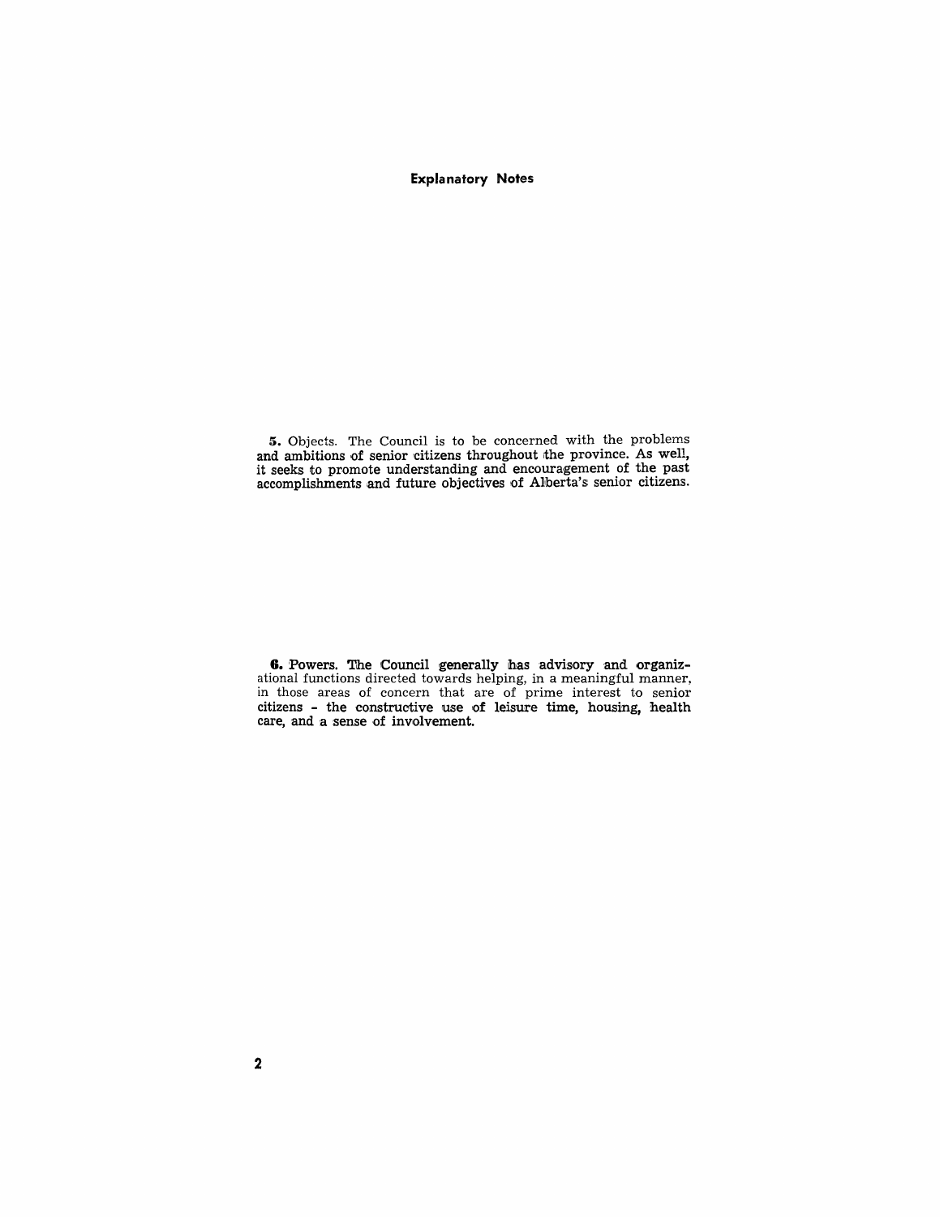## Explanatory Notes

**5.** Objects. The Council is to be concerned with the problems and ambitions of senior citizens throughout the province. As well, it seeks to promote understanding and encouragement of the past accomplishments and future objectives of Alberta's senior citizens.

**6.** Powers. The Council generally has advisory and organizational functions directed towards helping, in a meaningful manner, in those areas of concern that are of prime interest to senior citizens - the constructive use of leisure time, housing, health care, and a sense of involvement.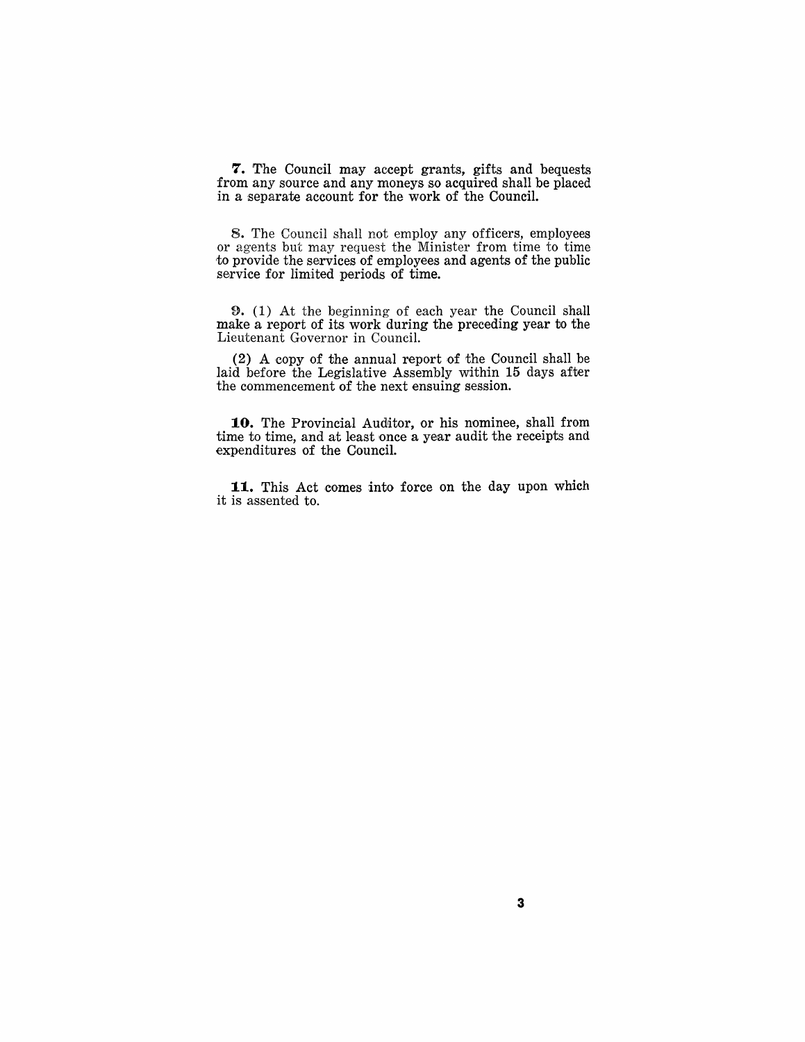**7.** The Council may accept grants, gifts and bequests from any source and any moneys so acquired shall be placed in a separate account for the work of the Council.

**8.** The Council shall not employ any officers, employees or agents but may request the Minister from time to time to provide the services of employees and agents of the public service for limited periods of time.

**9.** (1) At the beginning of each year the Council shall make a report of its work during the preceding year to the Lieutenant Governor in Council.

(2) A copy of the annual report of the Council shall be laid before the Legislative Assembly within 15 days after the commencement of the next ensuing session.

**10.** The Provincial Auditor, or his nominee, shall from time to time, and at least once a year audit the receipts and expenditures of the Council.

**11.** This Act comes into force on the day upon which it is assented to.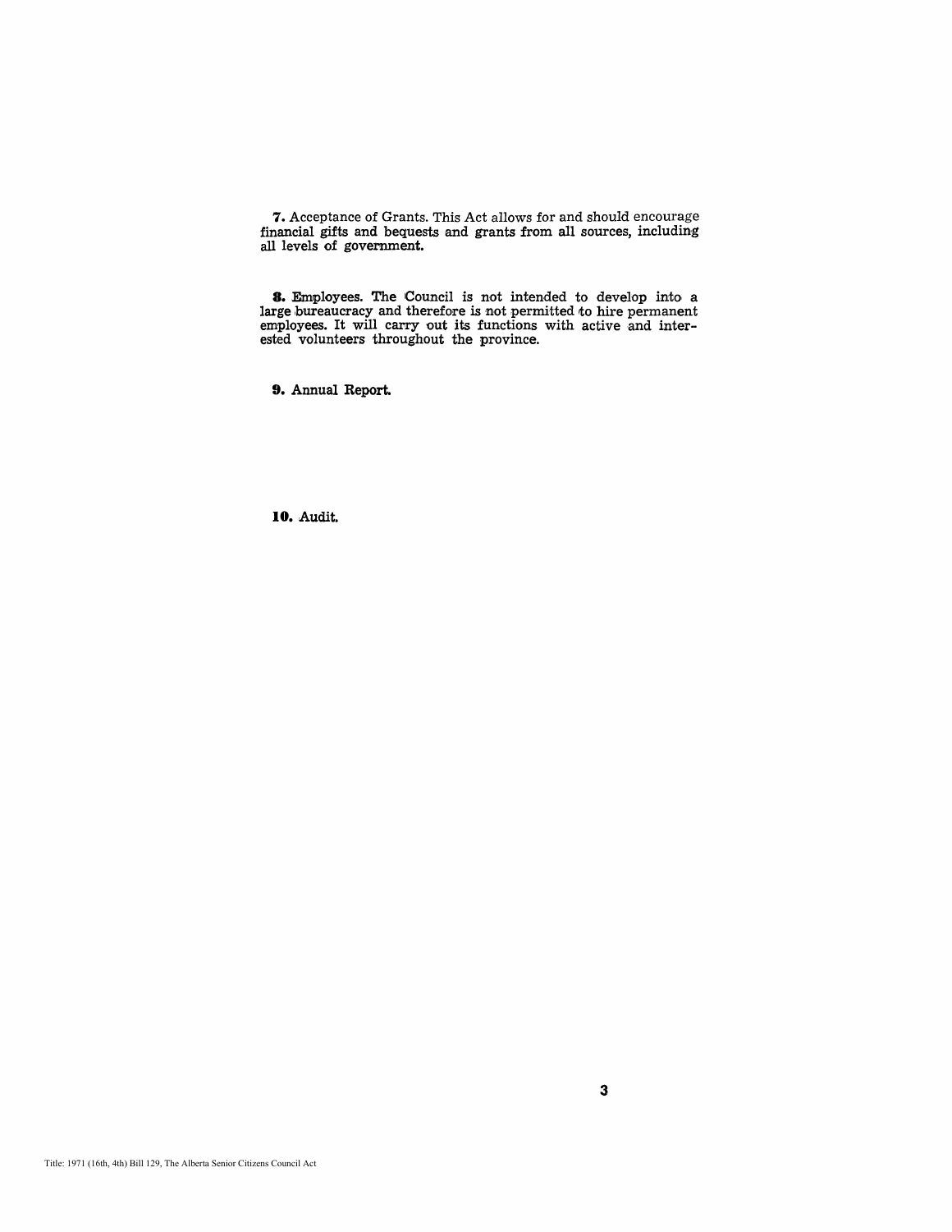**7.** Acceptance of Grants. This Act allows for and should encourage financial gifts and bequests and grants from all sources, including all levels of government.

**8.** Employees. The Council is not intended to develop into a large bureaucracy and therefore is not permitted to hire permanent employees. It will carry out its functions with active and interested volunteers throughout the province.

**9.** Annual Report.

**10.** Audit.